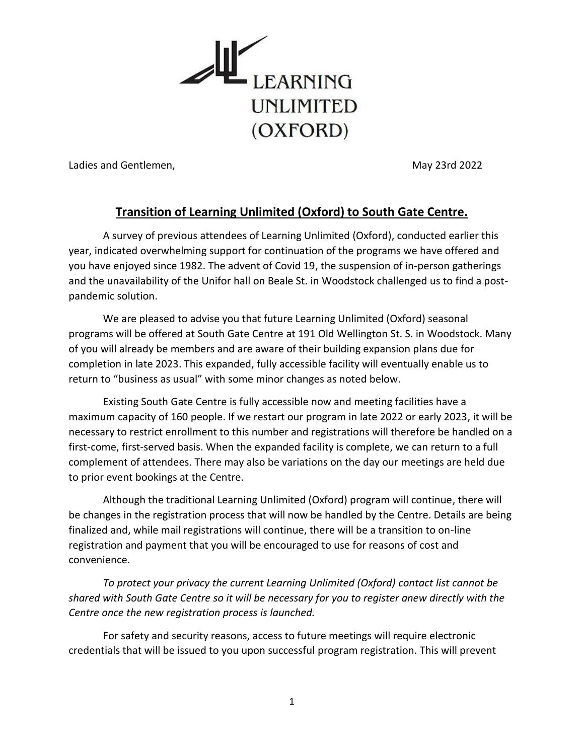LEARNING UNLIMITED (OXFORD)

Ladies and Gentlemen,

May 23rd 2022

## Transition of Learning Unlimited (Oxford) to South Gate Centre.

A survey of previous attendees of Learning Unlimited (Oxford), conducted earlier this year, indicated overwhelming support for continuation of the programs we have offered and you have enjoyed since 1982. The advent of Covid 19, the suspension of in-person gatherings and the unavailability of the Unifor hall on Beale St. in Woodstock challenged us to find a post-pandemic solution.

We are pleased to advise you that future Learning Unlimited (Oxford) seasonal programs will be offered at South Gate Centre at 191 Old Wellington St. S. in Woodstock. Many of you will already be members and are aware of their building expansion plans due for completion in late 2023. This expanded, fully accessible facility will eventually enable us to return to "business as usual" with some minor changes as noted below.

Existing South Gate Centre is fully accessible now and meeting facilities have a maximum capacity of 160 people. If we restart our program in late 2022 or early 2023, it will be necessary to restrict enrollment to this number and registrations will therefore be handled on a first-come, first-served basis. When the expanded facility is complete, we can return to a full complement of attendees. There may also be variations on the day our meetings are held due to prior event bookings at the Centre.

Although the traditional Learning Unlimited (Oxford) program will continue, there will be changes in the registration process that will now be handled by the Centre. Details are being finalized and, while mail registrations will continue, there will be a transition to on-line registration and payment that you will be encouraged to use for reasons of cost and convenience.

*To protect your privacy the current Learning Unlimited (Oxford) contact list cannot be shared with South Gate Centre so it will be necessary for you to register anew directly with the Centre once the new registration process is launched.*

For safety and security reasons, access to future meetings will require electronic credentials that will be issued to you upon successful program registration. This will prevent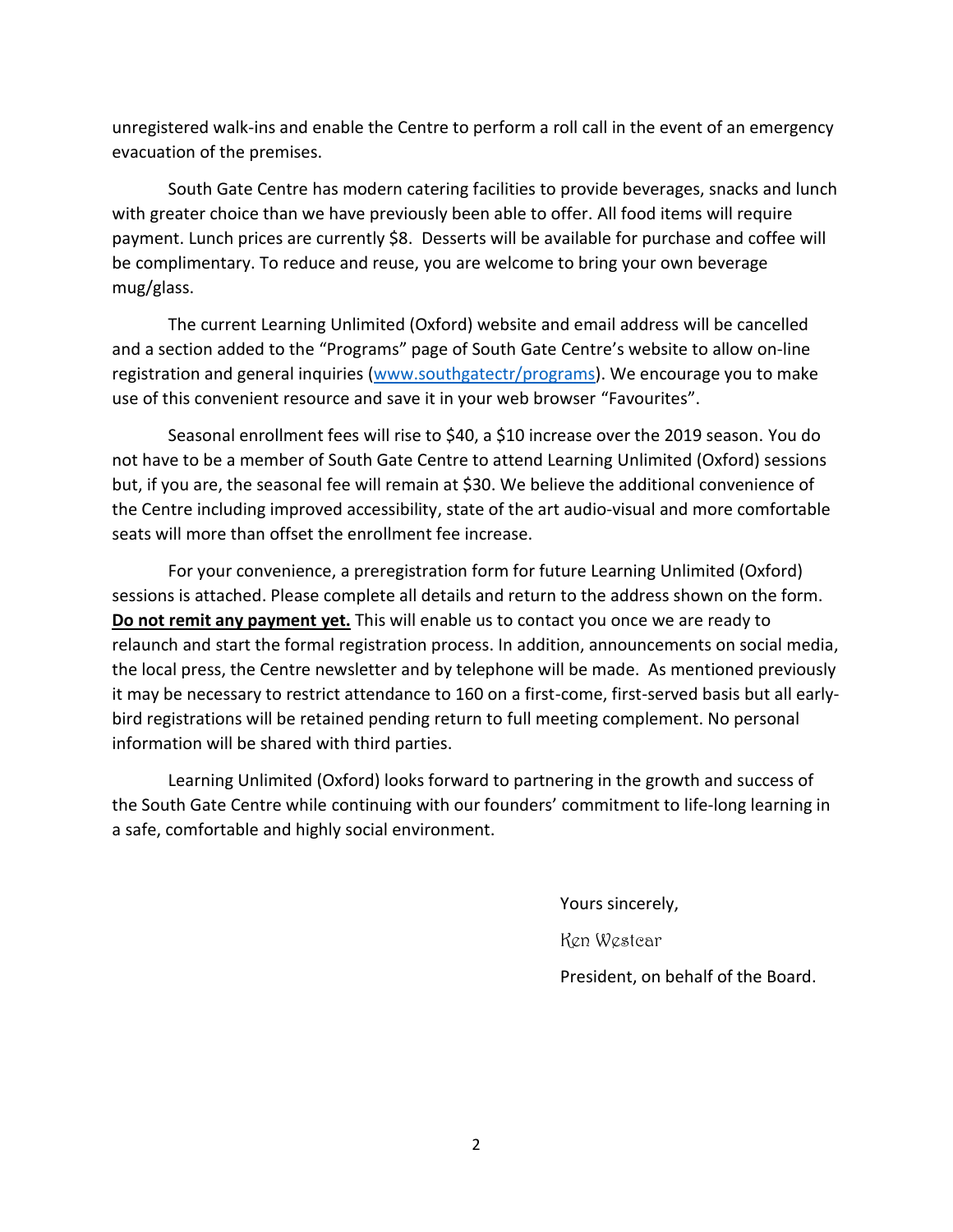unregistered walk-ins and enable the Centre to perform a roll call in the event of an emergency evacuation of the premises.

South Gate Centre has modern catering facilities to provide beverages, snacks and lunch with greater choice than we have previously been able to offer. All food items will require payment. Lunch prices are currently $8. Desserts will be available for purchase and coffee will be complimentary. To reduce and reuse, you are welcome to bring your own beverage mug/glass.

The current Learning Unlimited (Oxford) website and email address will be cancelled and a section added to the "Programs" page of South Gate Centre's website to allow on-line registration and general inquiries ([www.southgatectr/programs](www.southgatectr/programs)). We encourage you to make use of this convenient resource and save it in your web browser "Favourites".

Seasonal enrollment fees will rise to $40, a $10 increase over the 2019 season. You do not have to be a member of South Gate Centre to attend Learning Unlimited (Oxford) sessions but, if you are, the seasonal fee will remain at $30. We believe the additional convenience of the Centre including improved accessibility, state of the art audio-visual and more comfortable seats will more than offset the enrollment fee increase.

For your convenience, a preregistration form for future Learning Unlimited (Oxford) sessions is attached. Please complete all details and return to the address shown on the form. **Do not remit any payment yet.** This will enable us to contact you once we are ready to relaunch and start the formal registration process. In addition, announcements on social media, the local press, the Centre newsletter and by telephone will be made. As mentioned previously it may be necessary to restrict attendance to 160 on a first-come, first-served basis but all early-bird registrations will be retained pending return to full meeting complement. No personal information will be shared with third parties.

Learning Unlimited (Oxford) looks forward to partnering in the growth and success of the South Gate Centre while continuing with our founders' commitment to life-long learning in a safe, comfortable and highly social environment.

Yours sincerely,

Ken Westcar

President, on behalf of the Board.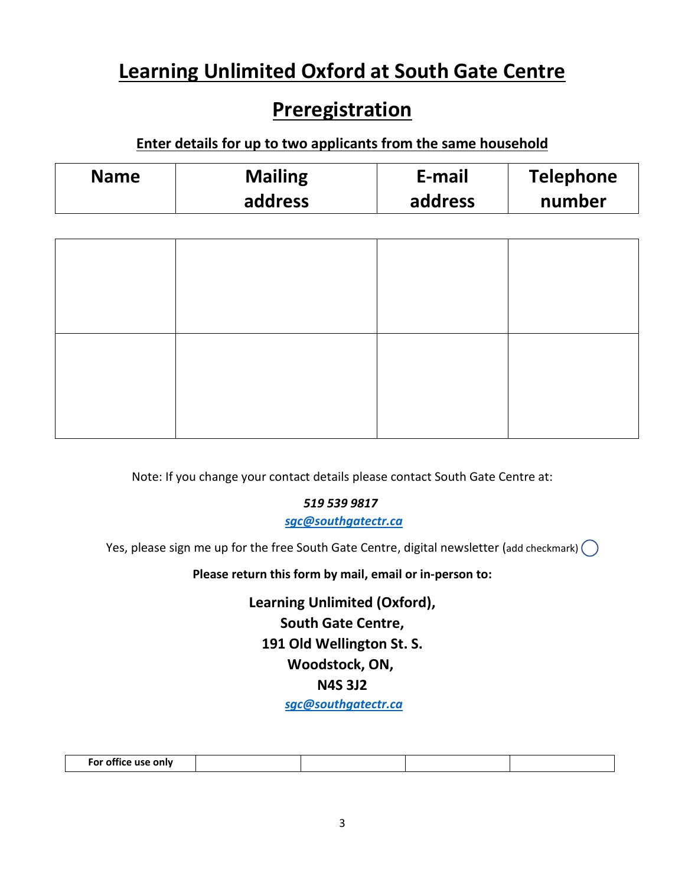# Learning Unlimited Oxford at South Gate Centre

## Preregistration

**Enter details for up to two applicants from the same household**

| Name | Mailing address | E-mail address | Telephone number |
|---|---|---|---|
| | | | |
| | | | |

Note: If you change your contact details please contact South Gate Centre at:

***519 539 9817***

***sgc@southgatectr.ca***

Yes, please sign me up for the free South Gate Centre, digital newsletter (add checkmark) ◯

**Please return this form by mail, email or in-person to:**

**Learning Unlimited (Oxford),**
**South Gate Centre,**
**191 Old Wellington St. S.**
**Woodstock, ON,**
**N4S 3J2**
***sgc@southgatectr.ca***

| | | | | |
|---|---|---|---|---|
| **For office use only** | | | | |